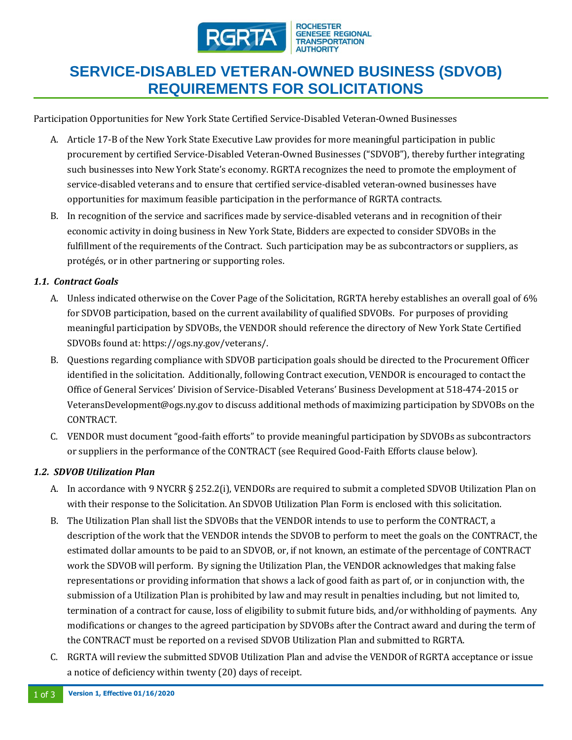ROCHESTER GENESEE REGIONAL TRANSPORTATION AUTHORITY

# SERVICE-DISABLED VETERAN-OWNED BUSINESS (SDVOB) REQUIREMENTS FOR SOLICITATIONS

Participation Opportunities for New York State Certified Service-Disabled Veteran-Owned Businesses

A. Article 17-B of the New York State Executive Law provides for more meaningful participation in public procurement by certified Service-Disabled Veteran-Owned Businesses ("SDVOB"), thereby further integrating such businesses into New York State's economy. RGRTA recognizes the need to promote the employment of service-disabled veterans and to ensure that certified service-disabled veteran-owned businesses have opportunities for maximum feasible participation in the performance of RGRTA contracts.

B. In recognition of the service and sacrifices made by service-disabled veterans and in recognition of their economic activity in doing business in New York State, Bidders are expected to consider SDVOBs in the fulfillment of the requirements of the Contract. Such participation may be as subcontractors or suppliers, as protégés, or in other partnering or supporting roles.

### *1.1. Contract Goals*

A. Unless indicated otherwise on the Cover Page of the Solicitation, RGRTA hereby establishes an overall goal of 6% for SDVOB participation, based on the current availability of qualified SDVOBs. For purposes of providing meaningful participation by SDVOBs, the VENDOR should reference the directory of New York State Certified SDVOBs found at: https://ogs.ny.gov/veterans/.

B. Questions regarding compliance with SDVOB participation goals should be directed to the Procurement Officer identified in the solicitation. Additionally, following Contract execution, VENDOR is encouraged to contact the Office of General Services' Division of Service-Disabled Veterans' Business Development at 518-474-2015 or VeteransDevelopment@ogs.ny.gov to discuss additional methods of maximizing participation by SDVOBs on the CONTRACT.

C. VENDOR must document "good-faith efforts" to provide meaningful participation by SDVOBs as subcontractors or suppliers in the performance of the CONTRACT (see Required Good-Faith Efforts clause below).

### *1.2. SDVOB Utilization Plan*

A. In accordance with 9 NYCRR § 252.2(i), VENDORs are required to submit a completed SDVOB Utilization Plan on with their response to the Solicitation. An SDVOB Utilization Plan Form is enclosed with this solicitation.

B. The Utilization Plan shall list the SDVOBs that the VENDOR intends to use to perform the CONTRACT, a description of the work that the VENDOR intends the SDVOB to perform to meet the goals on the CONTRACT, the estimated dollar amounts to be paid to an SDVOB, or, if not known, an estimate of the percentage of CONTRACT work the SDVOB will perform. By signing the Utilization Plan, the VENDOR acknowledges that making false representations or providing information that shows a lack of good faith as part of, or in conjunction with, the submission of a Utilization Plan is prohibited by law and may result in penalties including, but not limited to, termination of a contract for cause, loss of eligibility to submit future bids, and/or withholding of payments. Any modifications or changes to the agreed participation by SDVOBs after the Contract award and during the term of the CONTRACT must be reported on a revised SDVOB Utilization Plan and submitted to RGRTA.

C. RGRTA will review the submitted SDVOB Utilization Plan and advise the VENDOR of RGRTA acceptance or issue a notice of deficiency within twenty (20) days of receipt.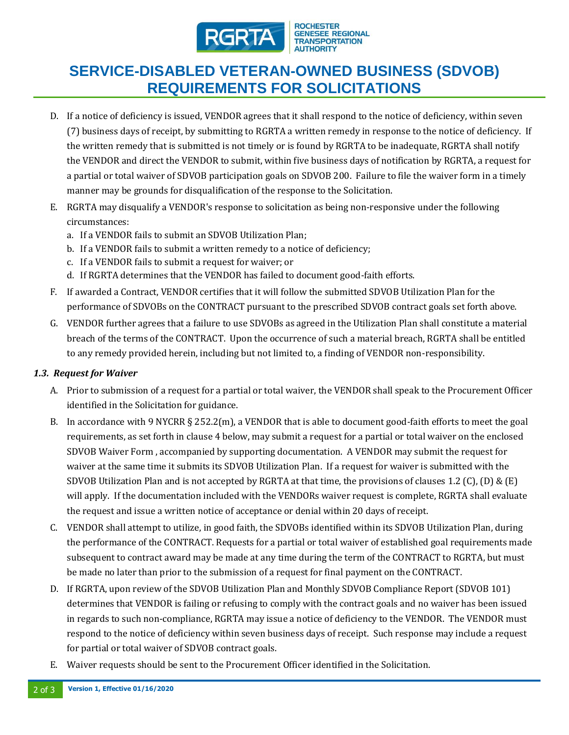D. If a notice of deficiency is issued, VENDOR agrees that it shall respond to the notice of deficiency, within seven (7) business days of receipt, by submitting to RGRTA a written remedy in response to the notice of deficiency. If the written remedy that is submitted is not timely or is found by RGRTA to be inadequate, RGRTA shall notify the VENDOR and direct the VENDOR to submit, within five business days of notification by RGRTA, a request for a partial or total waiver of SDVOB participation goals on SDVOB 200. Failure to file the waiver form in a timely manner may be grounds for disqualification of the response to the Solicitation.

E. RGRTA may disqualify a VENDOR's response to solicitation as being non-responsive under the following circumstances:
   a. If a VENDOR fails to submit an SDVOB Utilization Plan;
   b. If a VENDOR fails to submit a written remedy to a notice of deficiency;
   c. If a VENDOR fails to submit a request for waiver; or
   d. If RGRTA determines that the VENDOR has failed to document good-faith efforts.

F. If awarded a Contract, VENDOR certifies that it will follow the submitted SDVOB Utilization Plan for the performance of SDVOBs on the CONTRACT pursuant to the prescribed SDVOB contract goals set forth above.

G. VENDOR further agrees that a failure to use SDVOBs as agreed in the Utilization Plan shall constitute a material breach of the terms of the CONTRACT. Upon the occurrence of such a material breach, RGRTA shall be entitled to any remedy provided herein, including but not limited to, a finding of VENDOR non-responsibility.

### *1.3. Request for Waiver*

A. Prior to submission of a request for a partial or total waiver, the VENDOR shall speak to the Procurement Officer identified in the Solicitation for guidance.

B. In accordance with 9 NYCRR § 252.2(m), a VENDOR that is able to document good-faith efforts to meet the goal requirements, as set forth in clause 4 below, may submit a request for a partial or total waiver on the enclosed SDVOB Waiver Form , accompanied by supporting documentation. A VENDOR may submit the request for waiver at the same time it submits its SDVOB Utilization Plan. If a request for waiver is submitted with the SDVOB Utilization Plan and is not accepted by RGRTA at that time, the provisions of clauses 1.2 (C), (D) & (E) will apply. If the documentation included with the VENDORs waiver request is complete, RGRTA shall evaluate the request and issue a written notice of acceptance or denial within 20 days of receipt.

C. VENDOR shall attempt to utilize, in good faith, the SDVOBs identified within its SDVOB Utilization Plan, during the performance of the CONTRACT. Requests for a partial or total waiver of established goal requirements made subsequent to contract award may be made at any time during the term of the CONTRACT to RGRTA, but must be made no later than prior to the submission of a request for final payment on the CONTRACT.

D. If RGRTA, upon review of the SDVOB Utilization Plan and Monthly SDVOB Compliance Report (SDVOB 101) determines that VENDOR is failing or refusing to comply with the contract goals and no waiver has been issued in regards to such non-compliance, RGRTA may issue a notice of deficiency to the VENDOR. The VENDOR must respond to the notice of deficiency within seven business days of receipt. Such response may include a request for partial or total waiver of SDVOB contract goals.

E. Waiver requests should be sent to the Procurement Officer identified in the Solicitation.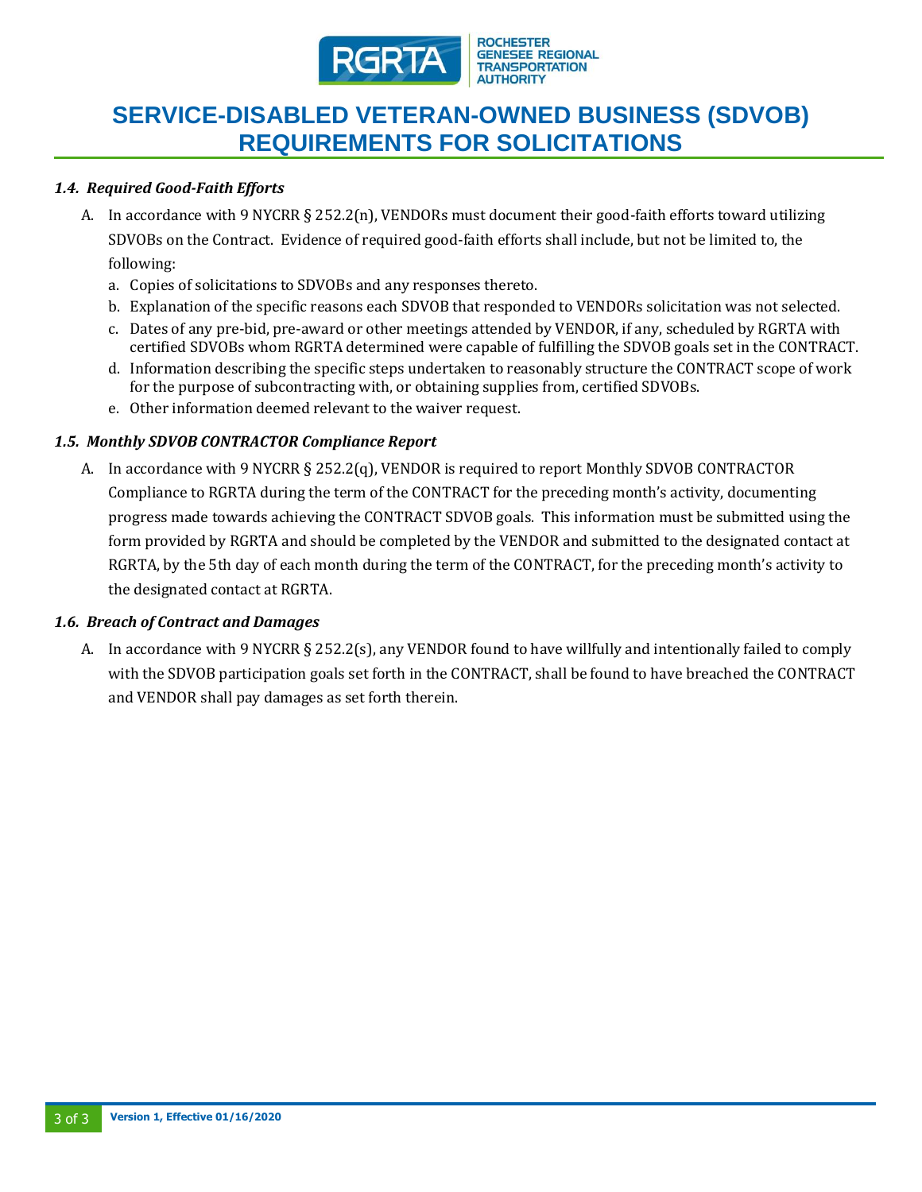### *1.4. Required Good-Faith Efforts*

A. In accordance with 9 NYCRR § 252.2(n), VENDORs must document their good-faith efforts toward utilizing SDVOBs on the Contract. Evidence of required good-faith efforts shall include, but not be limited to, the following:

a. Copies of solicitations to SDVOBs and any responses thereto.
b. Explanation of the specific reasons each SDVOB that responded to VENDORs solicitation was not selected.
c. Dates of any pre-bid, pre-award or other meetings attended by VENDOR, if any, scheduled by RGRTA with certified SDVOBs whom RGRTA determined were capable of fulfilling the SDVOB goals set in the CONTRACT.
d. Information describing the specific steps undertaken to reasonably structure the CONTRACT scope of work for the purpose of subcontracting with, or obtaining supplies from, certified SDVOBs.
e. Other information deemed relevant to the waiver request.

### *1.5. Monthly SDVOB CONTRACTOR Compliance Report*

A. In accordance with 9 NYCRR § 252.2(q), VENDOR is required to report Monthly SDVOB CONTRACTOR Compliance to RGRTA during the term of the CONTRACT for the preceding month's activity, documenting progress made towards achieving the CONTRACT SDVOB goals. This information must be submitted using the form provided by RGRTA and should be completed by the VENDOR and submitted to the designated contact at RGRTA, by the 5th day of each month during the term of the CONTRACT, for the preceding month's activity to the designated contact at RGRTA.

### *1.6. Breach of Contract and Damages*

A. In accordance with 9 NYCRR § 252.2(s), any VENDOR found to have willfully and intentionally failed to comply with the SDVOB participation goals set forth in the CONTRACT, shall be found to have breached the CONTRACT and VENDOR shall pay damages as set forth therein.